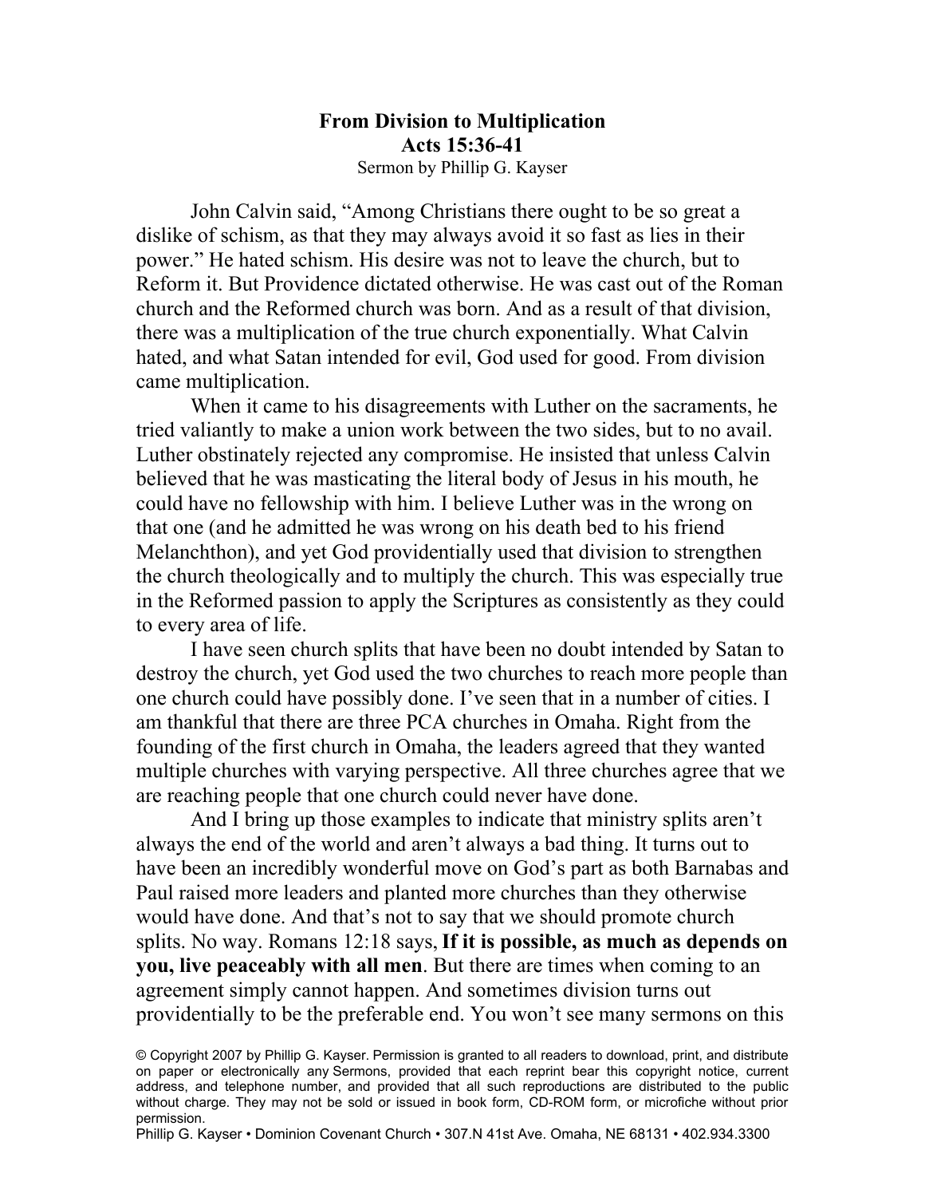# From Division to Multiplication

## Acts 15:36-41

Sermon by Phillip G. Kayser

John Calvin said, "Among Christians there ought to be so great a dislike of schism, as that they may always avoid it so fast as lies in their power." He hated schism. His desire was not to leave the church, but to Reform it. But Providence dictated otherwise. He was cast out of the Roman church and the Reformed church was born. And as a result of that division, there was a multiplication of the true church exponentially. What Calvin hated, and what Satan intended for evil, God used for good. From division came multiplication.

When it came to his disagreements with Luther on the sacraments, he tried valiantly to make a union work between the two sides, but to no avail. Luther obstinately rejected any compromise. He insisted that unless Calvin believed that he was masticating the literal body of Jesus in his mouth, he could have no fellowship with him. I believe Luther was in the wrong on that one (and he admitted he was wrong on his death bed to his friend Melanchthon), and yet God providentially used that division to strengthen the church theologically and to multiply the church. This was especially true in the Reformed passion to apply the Scriptures as consistently as they could to every area of life.

I have seen church splits that have been no doubt intended by Satan to destroy the church, yet God used the two churches to reach more people than one church could have possibly done. I've seen that in a number of cities. I am thankful that there are three PCA churches in Omaha. Right from the founding of the first church in Omaha, the leaders agreed that they wanted multiple churches with varying perspective. All three churches agree that we are reaching people that one church could never have done.

And I bring up those examples to indicate that ministry splits aren't always the end of the world and aren't always a bad thing. It turns out to have been an incredibly wonderful move on God's part as both Barnabas and Paul raised more leaders and planted more churches than they otherwise would have done. And that's not to say that we should promote church splits. No way. Romans 12:18 says, **If it is possible, as much as depends on you, live peaceably with all men**. But there are times when coming to an agreement simply cannot happen. And sometimes division turns out providentially to be the preferable end. You won't see many sermons on this

© Copyright 2007 by Phillip G. Kayser. Permission is granted to all readers to download, print, and distribute on paper or electronically any Sermons, provided that each reprint bear this copyright notice, current address, and telephone number, and provided that all such reproductions are distributed to the public without charge. They may not be sold or issued in book form, CD-ROM form, or microfiche without prior permission.

Phillip G. Kayser • Dominion Covenant Church • 307.N 41st Ave. Omaha, NE 68131 • 402.934.3300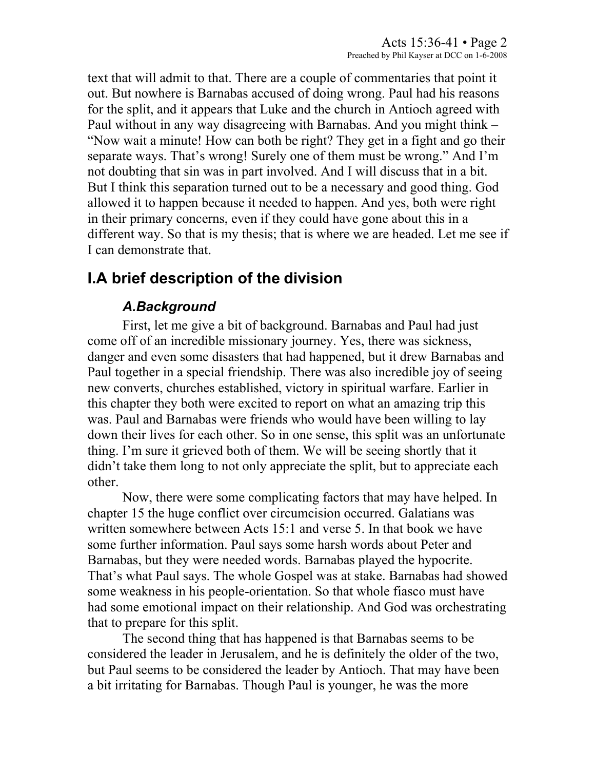text that will admit to that. There are a couple of commentaries that point it out. But nowhere is Barnabas accused of doing wrong. Paul had his reasons for the split, and it appears that Luke and the church in Antioch agreed with Paul without in any way disagreeing with Barnabas. And you might think – "Now wait a minute! How can both be right? They get in a fight and go their separate ways. That's wrong! Surely one of them must be wrong." And I'm not doubting that sin was in part involved. And I will discuss that in a bit. But I think this separation turned out to be a necessary and good thing. God allowed it to happen because it needed to happen. And yes, both were right in their primary concerns, even if they could have gone about this in a different way. So that is my thesis; that is where we are headed. Let me see if I can demonstrate that.

## I. A brief description of the division

### *A. Background*

First, let me give a bit of background. Barnabas and Paul had just come off of an incredible missionary journey. Yes, there was sickness, danger and even some disasters that had happened, but it drew Barnabas and Paul together in a special friendship. There was also incredible joy of seeing new converts, churches established, victory in spiritual warfare. Earlier in this chapter they both were excited to report on what an amazing trip this was. Paul and Barnabas were friends who would have been willing to lay down their lives for each other. So in one sense, this split was an unfortunate thing. I'm sure it grieved both of them. We will be seeing shortly that it didn't take them long to not only appreciate the split, but to appreciate each other.

Now, there were some complicating factors that may have helped. In chapter 15 the huge conflict over circumcision occurred. Galatians was written somewhere between Acts 15:1 and verse 5. In that book we have some further information. Paul says some harsh words about Peter and Barnabas, but they were needed words. Barnabas played the hypocrite. That's what Paul says. The whole Gospel was at stake. Barnabas had showed some weakness in his people-orientation. So that whole fiasco must have had some emotional impact on their relationship. And God was orchestrating that to prepare for this split.

The second thing that has happened is that Barnabas seems to be considered the leader in Jerusalem, and he is definitely the older of the two, but Paul seems to be considered the leader by Antioch. That may have been a bit irritating for Barnabas. Though Paul is younger, he was the more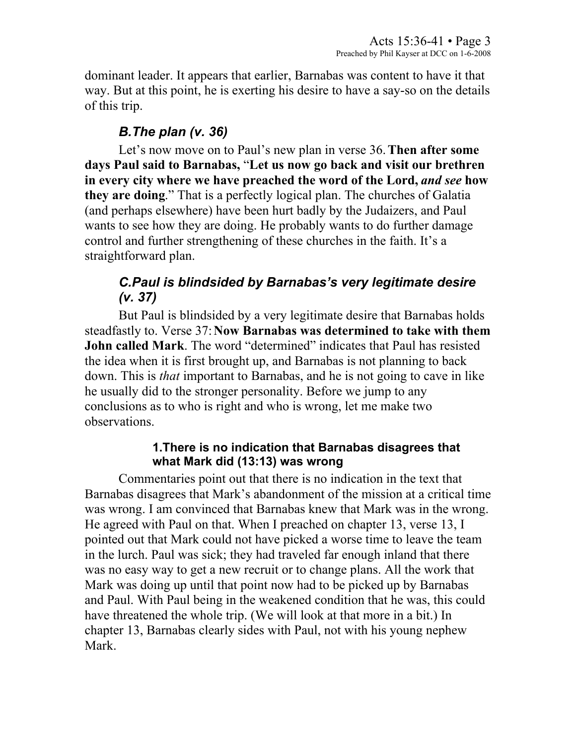dominant leader. It appears that earlier, Barnabas was content to have it that way. But at this point, he is exerting his desire to have a say-so on the details of this trip.

### *B.The plan (v. 36)*

Let's now move on to Paul's new plan in verse 36. **Then after some days Paul said to Barnabas,** "**Let us now go back and visit our brethren in every city where we have preached the word of the Lord,** ***and see*** **how they are doing**." That is a perfectly logical plan. The churches of Galatia (and perhaps elsewhere) have been hurt badly by the Judaizers, and Paul wants to see how they are doing. He probably wants to do further damage control and further strengthening of these churches in the faith. It's a straightforward plan.

### *C.Paul is blindsided by Barnabas's very legitimate desire (v. 37)*

But Paul is blindsided by a very legitimate desire that Barnabas holds steadfastly to. Verse 37: **Now Barnabas was determined to take with them John called Mark**. The word "determined" indicates that Paul has resisted the idea when it is first brought up, and Barnabas is not planning to back down. This is *that* important to Barnabas, and he is not going to cave in like he usually did to the stronger personality. Before we jump to any conclusions as to who is right and who is wrong, let me make two observations.

#### 1.There is no indication that Barnabas disagrees that what Mark did (13:13) was wrong

Commentaries point out that there is no indication in the text that Barnabas disagrees that Mark's abandonment of the mission at a critical time was wrong. I am convinced that Barnabas knew that Mark was in the wrong. He agreed with Paul on that. When I preached on chapter 13, verse 13, I pointed out that Mark could not have picked a worse time to leave the team in the lurch. Paul was sick; they had traveled far enough inland that there was no easy way to get a new recruit or to change plans. All the work that Mark was doing up until that point now had to be picked up by Barnabas and Paul. With Paul being in the weakened condition that he was, this could have threatened the whole trip. (We will look at that more in a bit.) In chapter 13, Barnabas clearly sides with Paul, not with his young nephew Mark.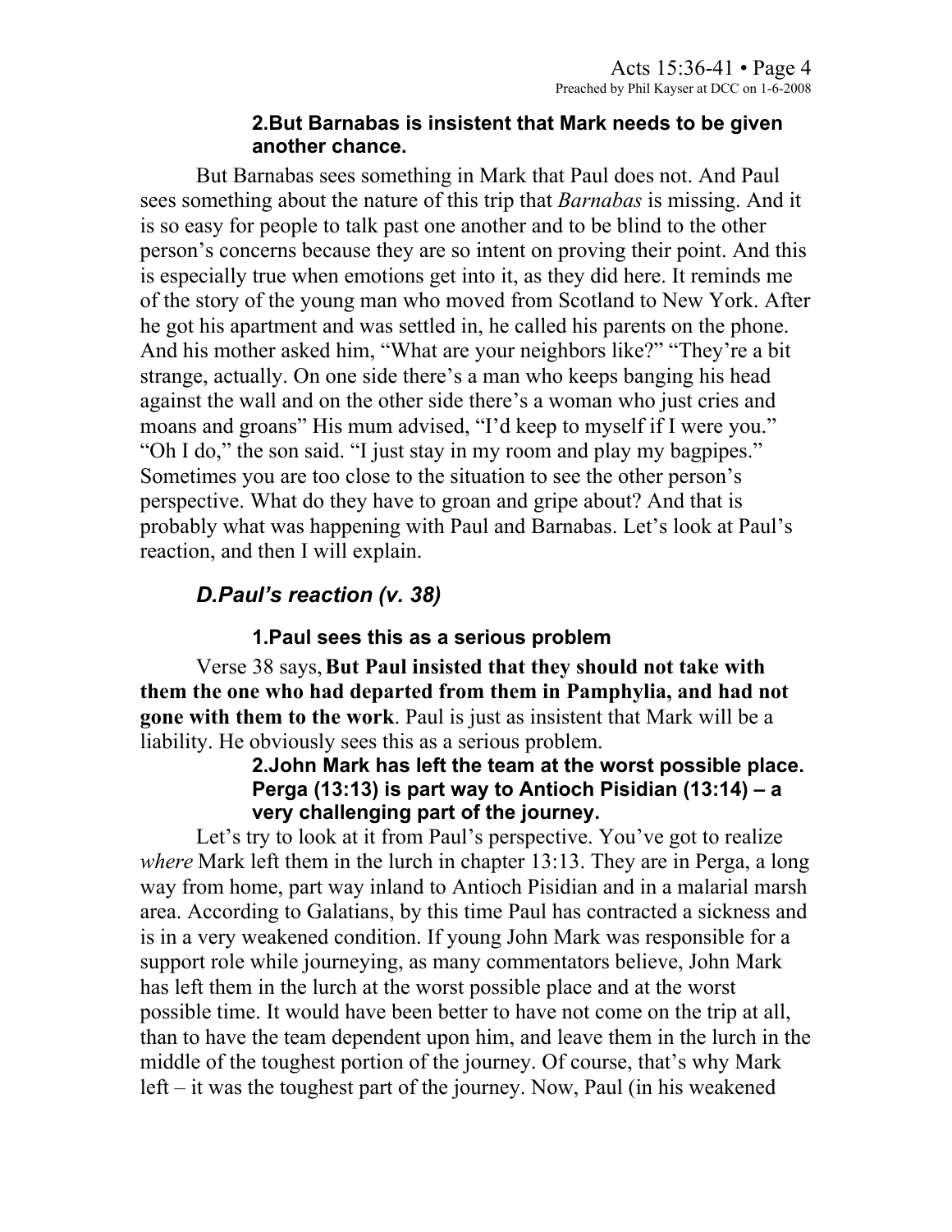**2.But Barnabas is insistent that Mark needs to be given another chance.**

But Barnabas sees something in Mark that Paul does not. And Paul sees something about the nature of this trip that *Barnabas* is missing. And it is so easy for people to talk past one another and to be blind to the other person's concerns because they are so intent on proving their point. And this is especially true when emotions get into it, as they did here. It reminds me of the story of the young man who moved from Scotland to New York. After he got his apartment and was settled in, he called his parents on the phone. And his mother asked him, "What are your neighbors like?" "They're a bit strange, actually. On one side there's a man who keeps banging his head against the wall and on the other side there's a woman who just cries and moans and groans" His mum advised, "I'd keep to myself if I were you." "Oh I do," the son said. "I just stay in my room and play my bagpipes." Sometimes you are too close to the situation to see the other person's perspective. What do they have to groan and gripe about? And that is probably what was happening with Paul and Barnabas. Let's look at Paul's reaction, and then I will explain.

## *D.Paul's reaction (v. 38)*

**1.Paul sees this as a serious problem**

Verse 38 says, **But Paul insisted that they should not take with them the one who had departed from them in Pamphylia, and had not gone with them to the work**. Paul is just as insistent that Mark will be a liability. He obviously sees this as a serious problem.

**2.John Mark has left the team at the worst possible place. Perga (13:13) is part way to Antioch Pisidian (13:14) – a very challenging part of the journey.**

Let's try to look at it from Paul's perspective. You've got to realize *where* Mark left them in the lurch in chapter 13:13. They are in Perga, a long way from home, part way inland to Antioch Pisidian and in a malarial marsh area. According to Galatians, by this time Paul has contracted a sickness and is in a very weakened condition. If young John Mark was responsible for a support role while journeying, as many commentators believe, John Mark has left them in the lurch at the worst possible place and at the worst possible time. It would have been better to have not come on the trip at all, than to have the team dependent upon him, and leave them in the lurch in the middle of the toughest portion of the journey. Of course, that's why Mark left – it was the toughest part of the journey. Now, Paul (in his weakened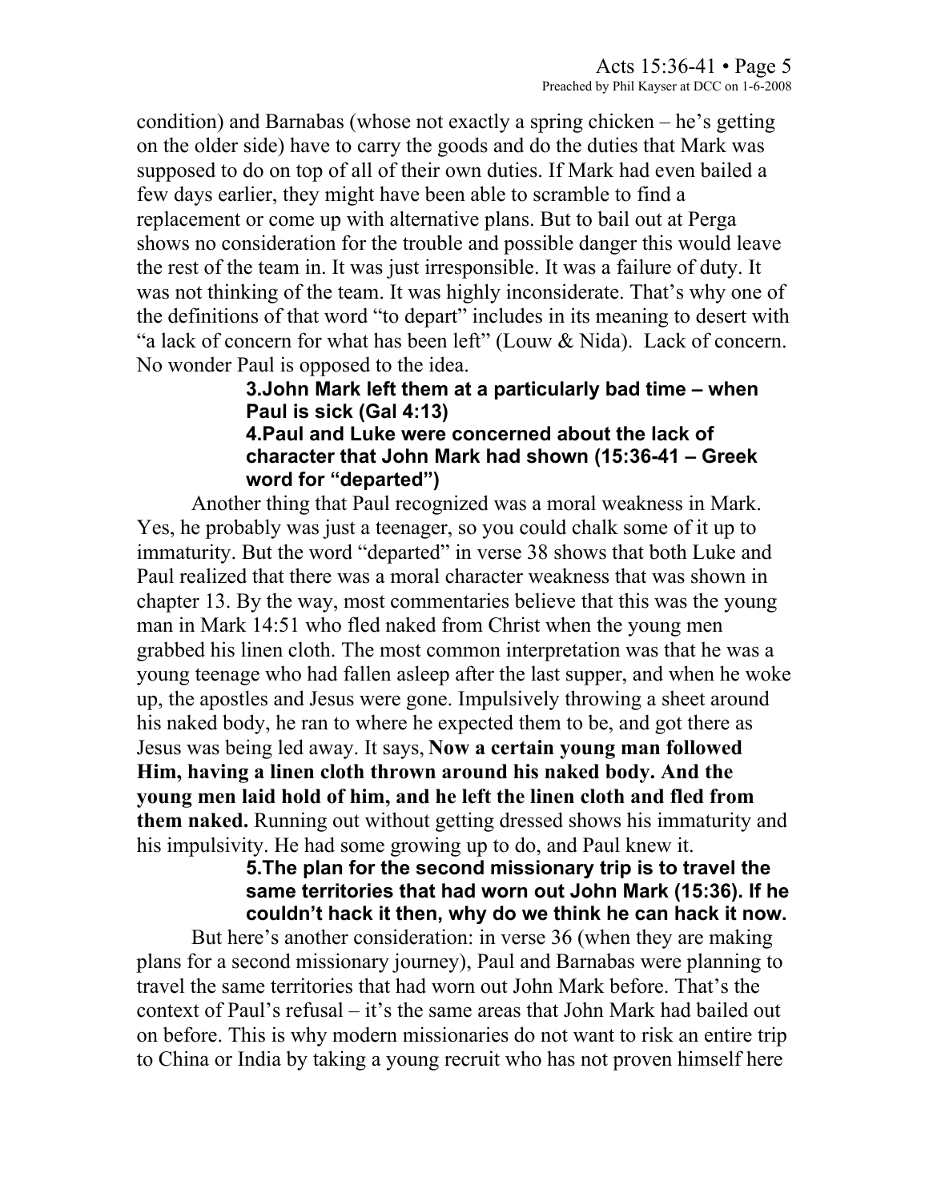condition) and Barnabas (whose not exactly a spring chicken – he's getting on the older side) have to carry the goods and do the duties that Mark was supposed to do on top of all of their own duties. If Mark had even bailed a few days earlier, they might have been able to scramble to find a replacement or come up with alternative plans. But to bail out at Perga shows no consideration for the trouble and possible danger this would leave the rest of the team in. It was just irresponsible. It was a failure of duty. It was not thinking of the team. It was highly inconsiderate. That's why one of the definitions of that word "to depart" includes in its meaning to desert with "a lack of concern for what has been left" (Louw & Nida). Lack of concern. No wonder Paul is opposed to the idea.

**3.John Mark left them at a particularly bad time – when Paul is sick (Gal 4:13)**

**4.Paul and Luke were concerned about the lack of character that John Mark had shown (15:36-41 – Greek word for "departed")**

Another thing that Paul recognized was a moral weakness in Mark. Yes, he probably was just a teenager, so you could chalk some of it up to immaturity. But the word "departed" in verse 38 shows that both Luke and Paul realized that there was a moral character weakness that was shown in chapter 13. By the way, most commentaries believe that this was the young man in Mark 14:51 who fled naked from Christ when the young men grabbed his linen cloth. The most common interpretation was that he was a young teenage who had fallen asleep after the last supper, and when he woke up, the apostles and Jesus were gone. Impulsively throwing a sheet around his naked body, he ran to where he expected them to be, and got there as Jesus was being led away. It says, **Now a certain young man followed Him, having a linen cloth thrown around his naked body. And the young men laid hold of him, and he left the linen cloth and fled from them naked.** Running out without getting dressed shows his immaturity and his impulsivity. He had some growing up to do, and Paul knew it.

**5.The plan for the second missionary trip is to travel the same territories that had worn out John Mark (15:36). If he couldn't hack it then, why do we think he can hack it now.**

But here's another consideration: in verse 36 (when they are making plans for a second missionary journey), Paul and Barnabas were planning to travel the same territories that had worn out John Mark before. That's the context of Paul's refusal – it's the same areas that John Mark had bailed out on before. This is why modern missionaries do not want to risk an entire trip to China or India by taking a young recruit who has not proven himself here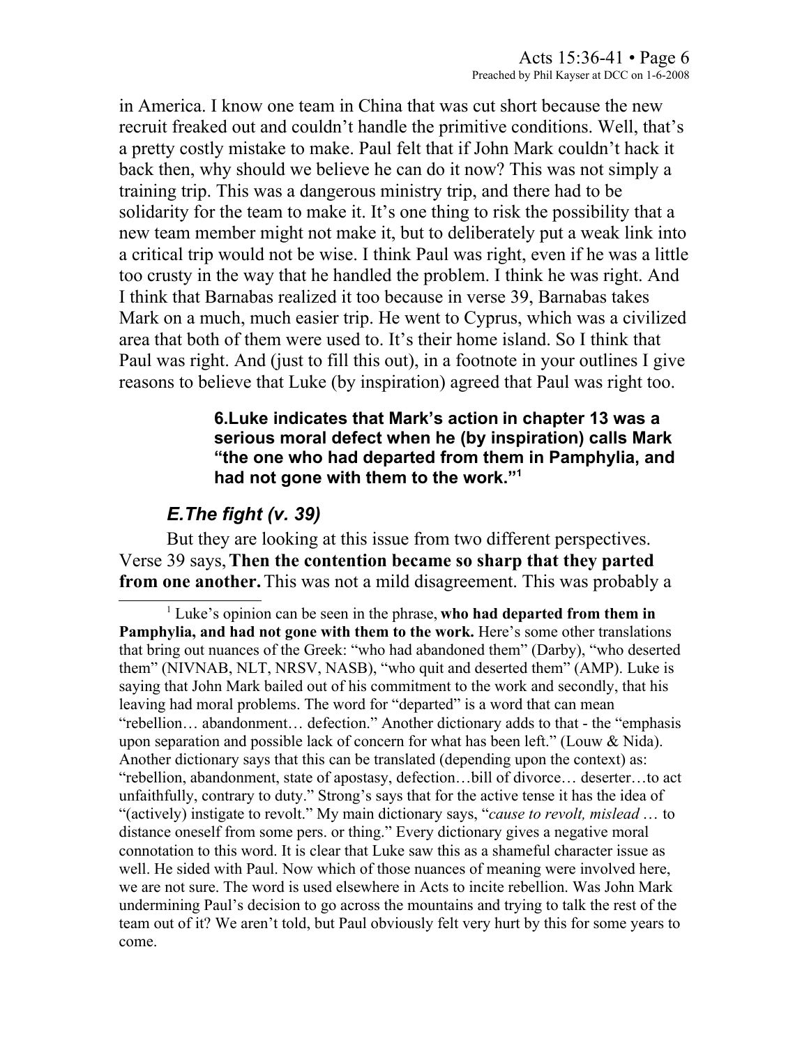in America. I know one team in China that was cut short because the new recruit freaked out and couldn't handle the primitive conditions. Well, that's a pretty costly mistake to make. Paul felt that if John Mark couldn't hack it back then, why should we believe he can do it now? This was not simply a training trip. This was a dangerous ministry trip, and there had to be solidarity for the team to make it. It's one thing to risk the possibility that a new team member might not make it, but to deliberately put a weak link into a critical trip would not be wise. I think Paul was right, even if he was a little too crusty in the way that he handled the problem. I think he was right. And I think that Barnabas realized it too because in verse 39, Barnabas takes Mark on a much, much easier trip. He went to Cyprus, which was a civilized area that both of them were used to. It's their home island. So I think that Paul was right. And (just to fill this out), in a footnote in your outlines I give reasons to believe that Luke (by inspiration) agreed that Paul was right too.

> **6. Luke indicates that Mark's action in chapter 13 was a serious moral defect when he (by inspiration) calls Mark "the one who had departed from them in Pamphylia, and had not gone with them to the work."[1]**

### *E. The fight (v. 39)*

But they are looking at this issue from two different perspectives. Verse 39 says, **Then the contention became so sharp that they parted from one another.** This was not a mild disagreement. This was probably a

---

[1] Luke's opinion can be seen in the phrase, **who had departed from them in Pamphylia, and had not gone with them to the work.** Here's some other translations that bring out nuances of the Greek: "who had abandoned them" (Darby), "who deserted them" (NIVNAB, NLT, NRSV, NASB), "who quit and deserted them" (AMP). Luke is saying that John Mark bailed out of his commitment to the work and secondly, that his leaving had moral problems. The word for "departed" is a word that can mean "rebellion… abandonment… defection." Another dictionary adds to that - the "emphasis upon separation and possible lack of concern for what has been left." (Louw & Nida). Another dictionary says that this can be translated (depending upon the context) as: "rebellion, abandonment, state of apostasy, defection…bill of divorce… deserter…to act unfaithfully, contrary to duty." Strong's says that for the active tense it has the idea of "(actively) instigate to revolt." My main dictionary says, "*cause to revolt, mislead* … to distance oneself from some pers. or thing." Every dictionary gives a negative moral connotation to this word. It is clear that Luke saw this as a shameful character issue as well. He sided with Paul. Now which of those nuances of meaning were involved here, we are not sure. The word is used elsewhere in Acts to incite rebellion. Was John Mark undermining Paul's decision to go across the mountains and trying to talk the rest of the team out of it? We aren't told, but Paul obviously felt very hurt by this for some years to come.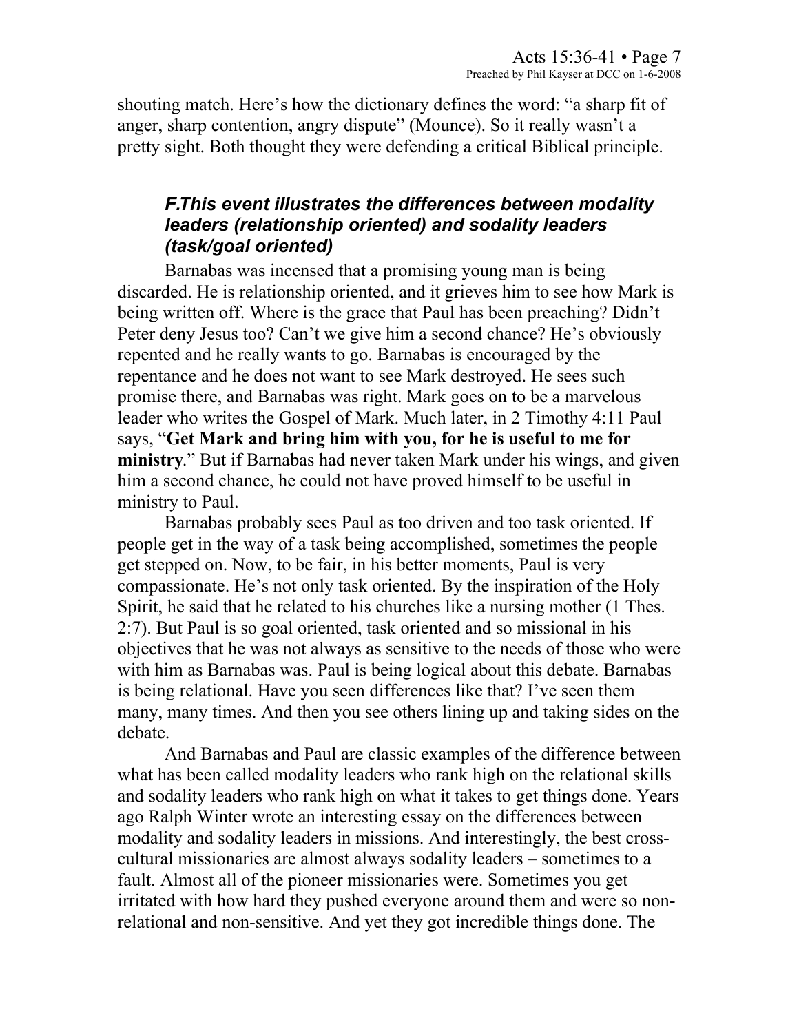shouting match. Here's how the dictionary defines the word: "a sharp fit of anger, sharp contention, angry dispute" (Mounce). So it really wasn't a pretty sight. Both thought they were defending a critical Biblical principle.

### *F. This event illustrates the differences between modality leaders (relationship oriented) and sodality leaders (task/goal oriented)*

Barnabas was incensed that a promising young man is being discarded. He is relationship oriented, and it grieves him to see how Mark is being written off. Where is the grace that Paul has been preaching? Didn't Peter deny Jesus too? Can't we give him a second chance? He's obviously repented and he really wants to go. Barnabas is encouraged by the repentance and he does not want to see Mark destroyed. He sees such promise there, and Barnabas was right. Mark goes on to be a marvelous leader who writes the Gospel of Mark. Much later, in 2 Timothy 4:11 Paul says, "**Get Mark and bring him with you, for he is useful to me for ministry**." But if Barnabas had never taken Mark under his wings, and given him a second chance, he could not have proved himself to be useful in ministry to Paul.

Barnabas probably sees Paul as too driven and too task oriented. If people get in the way of a task being accomplished, sometimes the people get stepped on. Now, to be fair, in his better moments, Paul is very compassionate. He's not only task oriented. By the inspiration of the Holy Spirit, he said that he related to his churches like a nursing mother (1 Thes. 2:7). But Paul is so goal oriented, task oriented and so missional in his objectives that he was not always as sensitive to the needs of those who were with him as Barnabas was. Paul is being logical about this debate. Barnabas is being relational. Have you seen differences like that? I've seen them many, many times. And then you see others lining up and taking sides on the debate.

And Barnabas and Paul are classic examples of the difference between what has been called modality leaders who rank high on the relational skills and sodality leaders who rank high on what it takes to get things done. Years ago Ralph Winter wrote an interesting essay on the differences between modality and sodality leaders in missions. And interestingly, the best cross-cultural missionaries are almost always sodality leaders – sometimes to a fault. Almost all of the pioneer missionaries were. Sometimes you get irritated with how hard they pushed everyone around them and were so non-relational and non-sensitive. And yet they got incredible things done. The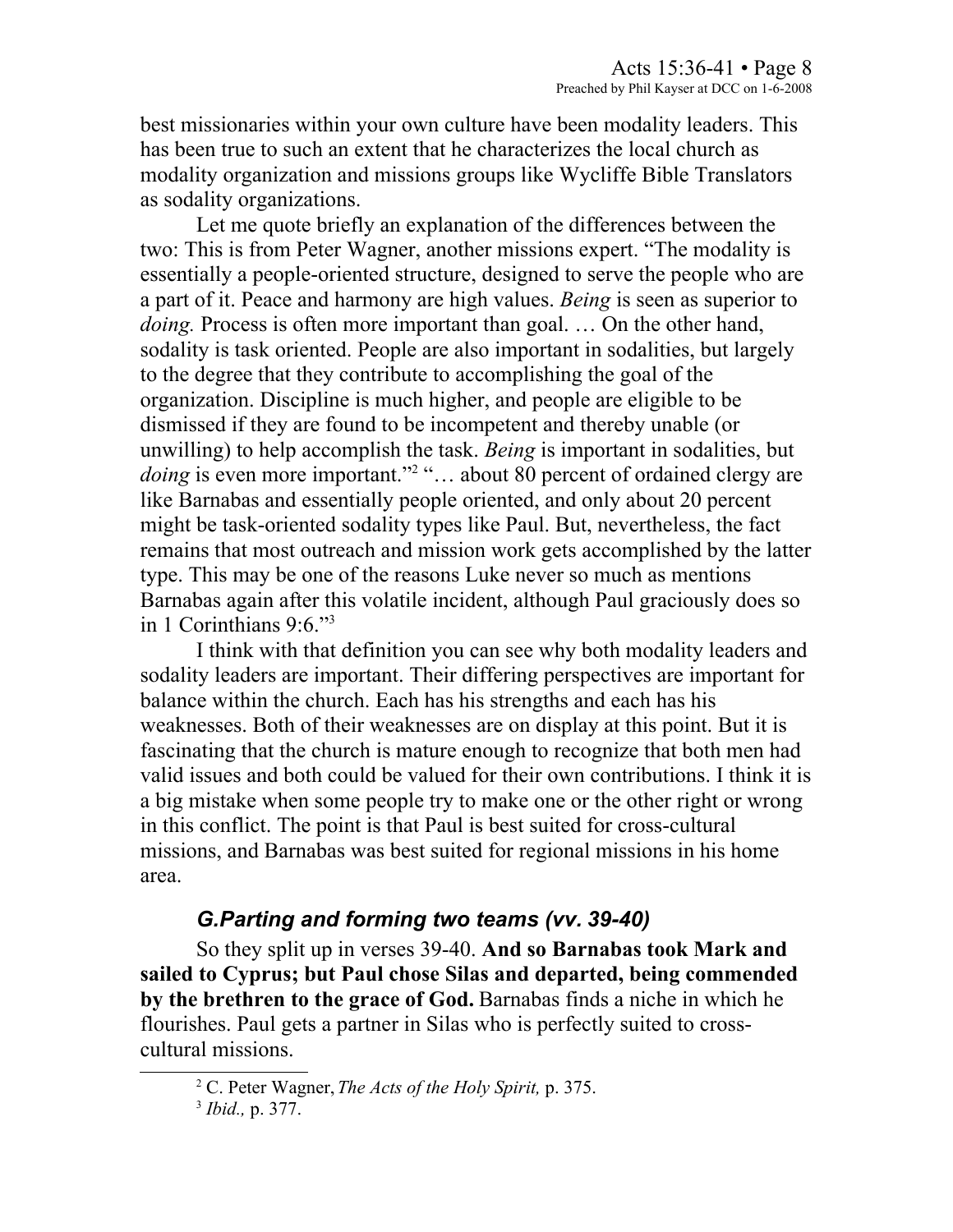best missionaries within your own culture have been modality leaders. This has been true to such an extent that he characterizes the local church as modality organization and missions groups like Wycliffe Bible Translators as sodality organizations.

Let me quote briefly an explanation of the differences between the two: This is from Peter Wagner, another missions expert. "The modality is essentially a people-oriented structure, designed to serve the people who are a part of it. Peace and harmony are high values. *Being* is seen as superior to *doing.* Process is often more important than goal. … On the other hand, sodality is task oriented. People are also important in sodalities, but largely to the degree that they contribute to accomplishing the goal of the organization. Discipline is much higher, and people are eligible to be dismissed if they are found to be incompetent and thereby unable (or unwilling) to help accomplish the task. *Being* is important in sodalities, but *doing* is even more important."[2] "… about 80 percent of ordained clergy are like Barnabas and essentially people oriented, and only about 20 percent might be task-oriented sodality types like Paul. But, nevertheless, the fact remains that most outreach and mission work gets accomplished by the latter type. This may be one of the reasons Luke never so much as mentions Barnabas again after this volatile incident, although Paul graciously does so in 1 Corinthians 9:6."[3]

I think with that definition you can see why both modality leaders and sodality leaders are important. Their differing perspectives are important for balance within the church. Each has his strengths and each has his weaknesses. Both of their weaknesses are on display at this point. But it is fascinating that the church is mature enough to recognize that both men had valid issues and both could be valued for their own contributions. I think it is a big mistake when some people try to make one or the other right or wrong in this conflict. The point is that Paul is best suited for cross-cultural missions, and Barnabas was best suited for regional missions in his home area.

### *G. Parting and forming two teams (vv. 39-40)*

So they split up in verses 39-40. **And so Barnabas took Mark and sailed to Cyprus; but Paul chose Silas and departed, being commended by the brethren to the grace of God.** Barnabas finds a niche in which he flourishes. Paul gets a partner in Silas who is perfectly suited to cross-cultural missions.

---

[2] C. Peter Wagner, *The Acts of the Holy Spirit,* p. 375.

[3] *Ibid.,* p. 377.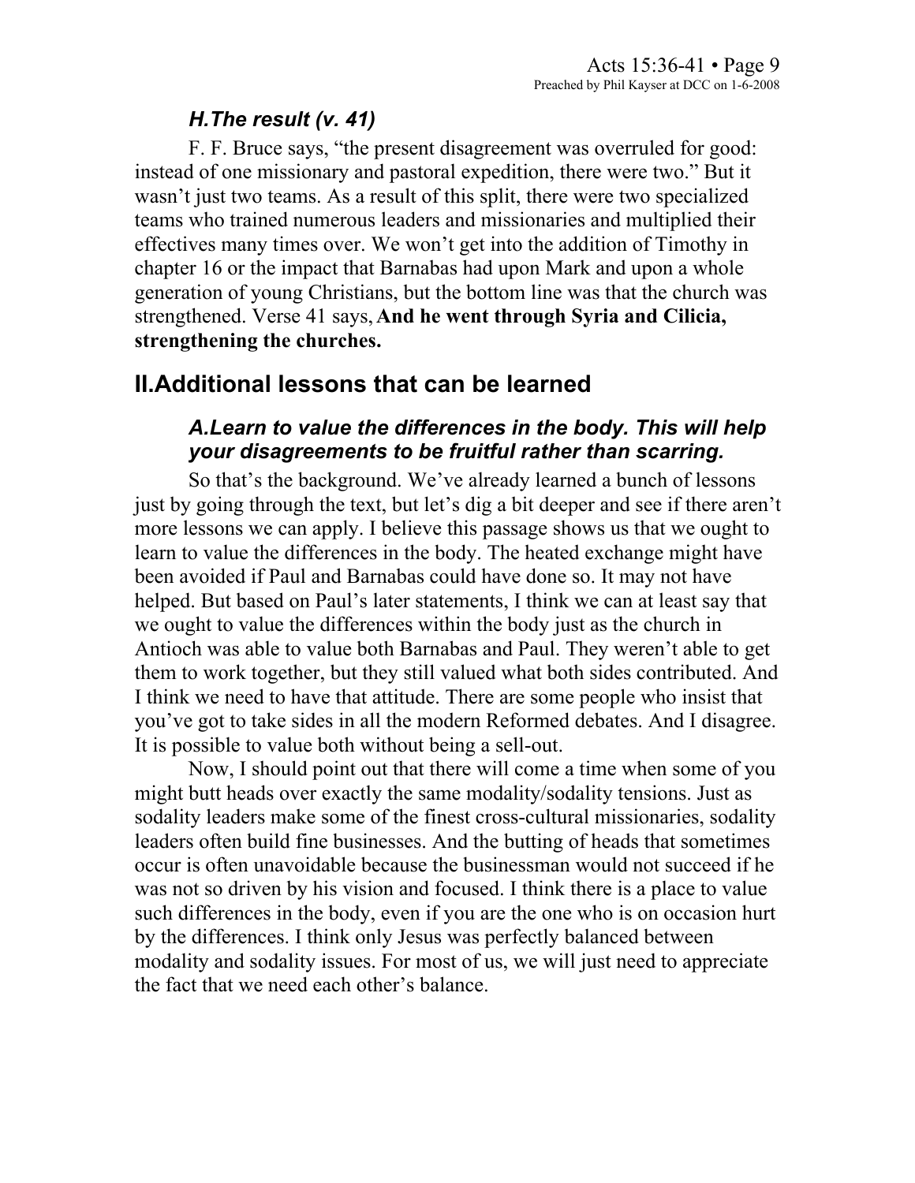### *H. The result (v. 41)*

F. F. Bruce says, "the present disagreement was overruled for good: instead of one missionary and pastoral expedition, there were two." But it wasn't just two teams. As a result of this split, there were two specialized teams who trained numerous leaders and missionaries and multiplied their effectives many times over. We won't get into the addition of Timothy in chapter 16 or the impact that Barnabas had upon Mark and upon a whole generation of young Christians, but the bottom line was that the church was strengthened. Verse 41 says, **And he went through Syria and Cilicia, strengthening the churches.**

## II. Additional lessons that can be learned

### *A. Learn to value the differences in the body. This will help your disagreements to be fruitful rather than scarring.*

So that's the background. We've already learned a bunch of lessons just by going through the text, but let's dig a bit deeper and see if there aren't more lessons we can apply. I believe this passage shows us that we ought to learn to value the differences in the body. The heated exchange might have been avoided if Paul and Barnabas could have done so. It may not have helped. But based on Paul's later statements, I think we can at least say that we ought to value the differences within the body just as the church in Antioch was able to value both Barnabas and Paul. They weren't able to get them to work together, but they still valued what both sides contributed. And I think we need to have that attitude. There are some people who insist that you've got to take sides in all the modern Reformed debates. And I disagree. It is possible to value both without being a sell-out.

Now, I should point out that there will come a time when some of you might butt heads over exactly the same modality/sodality tensions. Just as sodality leaders make some of the finest cross-cultural missionaries, sodality leaders often build fine businesses. And the butting of heads that sometimes occur is often unavoidable because the businessman would not succeed if he was not so driven by his vision and focused. I think there is a place to value such differences in the body, even if you are the one who is on occasion hurt by the differences. I think only Jesus was perfectly balanced between modality and sodality issues. For most of us, we will just need to appreciate the fact that we need each other's balance.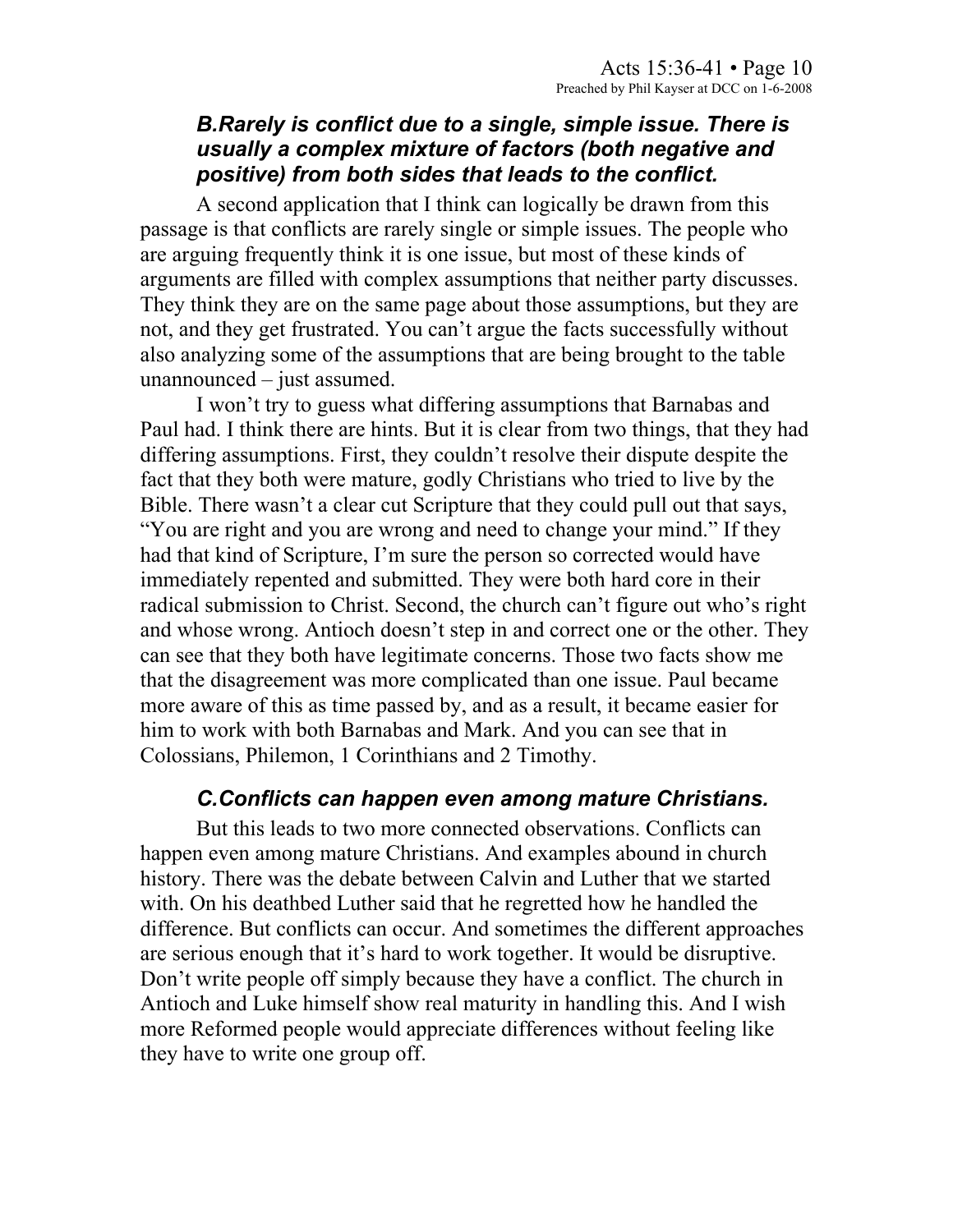### *B.Rarely is conflict due to a single, simple issue. There is usually a complex mixture of factors (both negative and positive) from both sides that leads to the conflict.*

A second application that I think can logically be drawn from this passage is that conflicts are rarely single or simple issues. The people who are arguing frequently think it is one issue, but most of these kinds of arguments are filled with complex assumptions that neither party discusses. They think they are on the same page about those assumptions, but they are not, and they get frustrated. You can't argue the facts successfully without also analyzing some of the assumptions that are being brought to the table unannounced – just assumed.

I won't try to guess what differing assumptions that Barnabas and Paul had. I think there are hints. But it is clear from two things, that they had differing assumptions. First, they couldn't resolve their dispute despite the fact that they both were mature, godly Christians who tried to live by the Bible. There wasn't a clear cut Scripture that they could pull out that says, "You are right and you are wrong and need to change your mind." If they had that kind of Scripture, I'm sure the person so corrected would have immediately repented and submitted. They were both hard core in their radical submission to Christ. Second, the church can't figure out who's right and whose wrong. Antioch doesn't step in and correct one or the other. They can see that they both have legitimate concerns. Those two facts show me that the disagreement was more complicated than one issue. Paul became more aware of this as time passed by, and as a result, it became easier for him to work with both Barnabas and Mark. And you can see that in Colossians, Philemon, 1 Corinthians and 2 Timothy.

### *C.Conflicts can happen even among mature Christians.*

But this leads to two more connected observations. Conflicts can happen even among mature Christians. And examples abound in church history. There was the debate between Calvin and Luther that we started with. On his deathbed Luther said that he regretted how he handled the difference. But conflicts can occur. And sometimes the different approaches are serious enough that it's hard to work together. It would be disruptive. Don't write people off simply because they have a conflict. The church in Antioch and Luke himself show real maturity in handling this. And I wish more Reformed people would appreciate differences without feeling like they have to write one group off.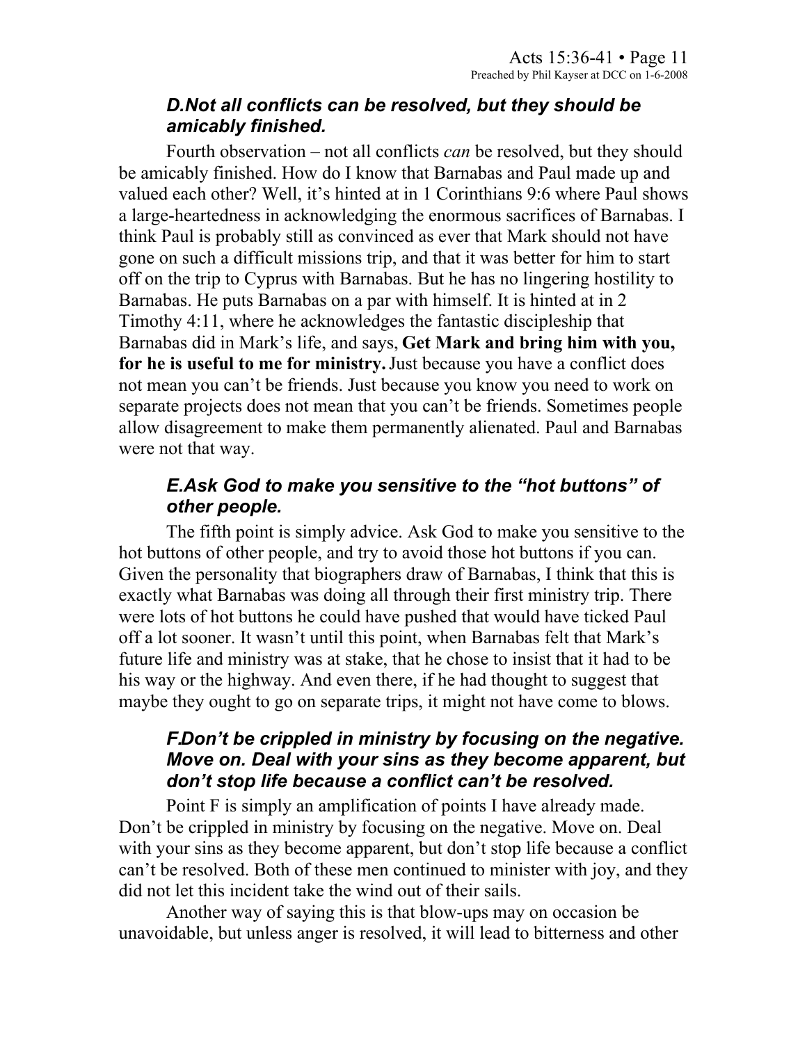### D. Not all conflicts can be resolved, but they should be amicably finished.

Fourth observation – not all conflicts *can* be resolved, but they should be amicably finished. How do I know that Barnabas and Paul made up and valued each other? Well, it's hinted at in 1 Corinthians 9:6 where Paul shows a large-heartedness in acknowledging the enormous sacrifices of Barnabas. I think Paul is probably still as convinced as ever that Mark should not have gone on such a difficult missions trip, and that it was better for him to start off on the trip to Cyprus with Barnabas. But he has no lingering hostility to Barnabas. He puts Barnabas on a par with himself. It is hinted at in 2 Timothy 4:11, where he acknowledges the fantastic discipleship that Barnabas did in Mark's life, and says, **Get Mark and bring him with you, for he is useful to me for ministry.** Just because you have a conflict does not mean you can't be friends. Just because you know you need to work on separate projects does not mean that you can't be friends. Sometimes people allow disagreement to make them permanently alienated. Paul and Barnabas were not that way.

### E. Ask God to make you sensitive to the "hot buttons" of other people.

The fifth point is simply advice. Ask God to make you sensitive to the hot buttons of other people, and try to avoid those hot buttons if you can. Given the personality that biographers draw of Barnabas, I think that this is exactly what Barnabas was doing all through their first ministry trip. There were lots of hot buttons he could have pushed that would have ticked Paul off a lot sooner. It wasn't until this point, when Barnabas felt that Mark's future life and ministry was at stake, that he chose to insist that it had to be his way or the highway. And even there, if he had thought to suggest that maybe they ought to go on separate trips, it might not have come to blows.

### F. Don't be crippled in ministry by focusing on the negative. Move on. Deal with your sins as they become apparent, but don't stop life because a conflict can't be resolved.

Point F is simply an amplification of points I have already made. Don't be crippled in ministry by focusing on the negative. Move on. Deal with your sins as they become apparent, but don't stop life because a conflict can't be resolved. Both of these men continued to minister with joy, and they did not let this incident take the wind out of their sails.

Another way of saying this is that blow-ups may on occasion be unavoidable, but unless anger is resolved, it will lead to bitterness and other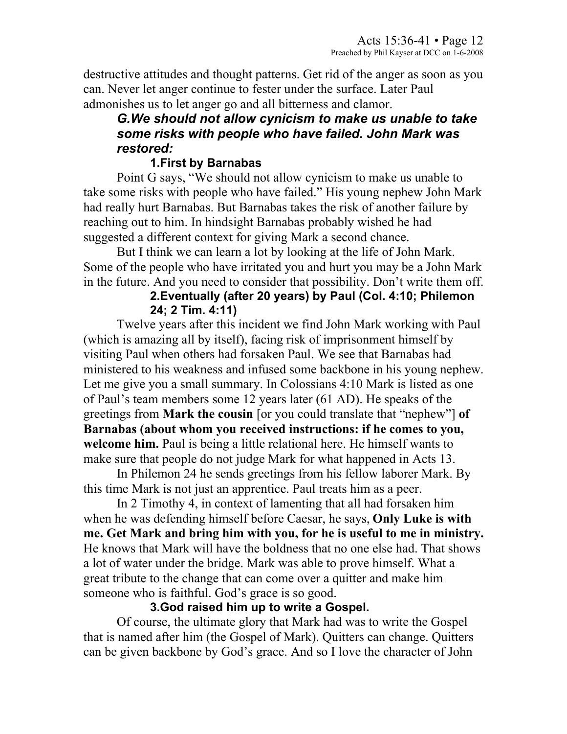destructive attitudes and thought patterns. Get rid of the anger as soon as you can. Never let anger continue to fester under the surface. Later Paul admonishes us to let anger go and all bitterness and clamor.

### *G.We should not allow cynicism to make us unable to take some risks with people who have failed. John Mark was restored:*

#### 1.First by Barnabas

Point G says, "We should not allow cynicism to make us unable to take some risks with people who have failed." His young nephew John Mark had really hurt Barnabas. But Barnabas takes the risk of another failure by reaching out to him. In hindsight Barnabas probably wished he had suggested a different context for giving Mark a second chance.

But I think we can learn a lot by looking at the life of John Mark. Some of the people who have irritated you and hurt you may be a John Mark in the future. And you need to consider that possibility. Don't write them off.

#### 2.Eventually (after 20 years) by Paul (Col. 4:10; Philemon 24; 2 Tim. 4:11)

Twelve years after this incident we find John Mark working with Paul (which is amazing all by itself), facing risk of imprisonment himself by visiting Paul when others had forsaken Paul. We see that Barnabas had ministered to his weakness and infused some backbone in his young nephew. Let me give you a small summary. In Colossians 4:10 Mark is listed as one of Paul's team members some 12 years later (61 AD). He speaks of the greetings from **Mark the cousin** [or you could translate that "nephew"] **of Barnabas (about whom you received instructions: if he comes to you, welcome him.** Paul is being a little relational here. He himself wants to make sure that people do not judge Mark for what happened in Acts 13.

In Philemon 24 he sends greetings from his fellow laborer Mark. By this time Mark is not just an apprentice. Paul treats him as a peer.

In 2 Timothy 4, in context of lamenting that all had forsaken him when he was defending himself before Caesar, he says, **Only Luke is with me. Get Mark and bring him with you, for he is useful to me in ministry.** He knows that Mark will have the boldness that no one else had. That shows a lot of water under the bridge. Mark was able to prove himself. What a great tribute to the change that can come over a quitter and make him someone who is faithful. God's grace is so good.

#### 3.God raised him up to write a Gospel.

Of course, the ultimate glory that Mark had was to write the Gospel that is named after him (the Gospel of Mark). Quitters can change. Quitters can be given backbone by God's grace. And so I love the character of John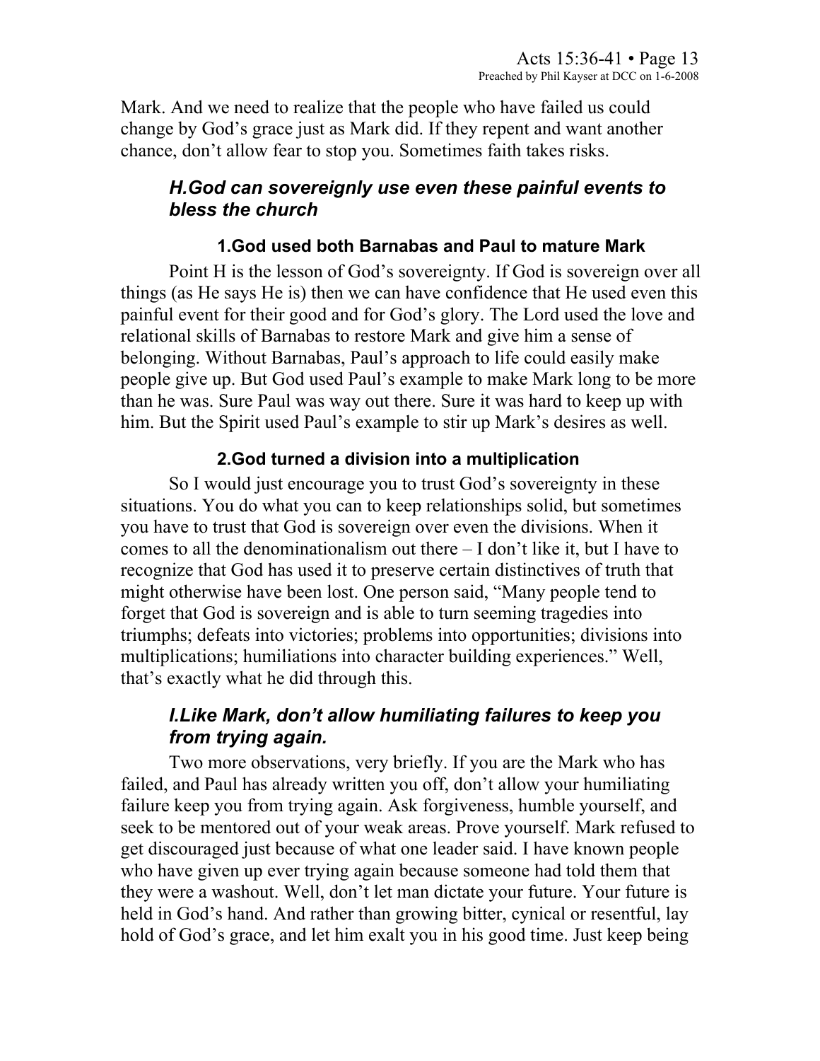Mark. And we need to realize that the people who have failed us could change by God's grace just as Mark did. If they repent and want another chance, don't allow fear to stop you. Sometimes faith takes risks.

### *H.God can sovereignly use even these painful events to bless the church*

#### 1.God used both Barnabas and Paul to mature Mark

Point H is the lesson of God's sovereignty. If God is sovereign over all things (as He says He is) then we can have confidence that He used even this painful event for their good and for God's glory. The Lord used the love and relational skills of Barnabas to restore Mark and give him a sense of belonging. Without Barnabas, Paul's approach to life could easily make people give up. But God used Paul's example to make Mark long to be more than he was. Sure Paul was way out there. Sure it was hard to keep up with him. But the Spirit used Paul's example to stir up Mark's desires as well.

#### 2.God turned a division into a multiplication

So I would just encourage you to trust God's sovereignty in these situations. You do what you can to keep relationships solid, but sometimes you have to trust that God is sovereign over even the divisions. When it comes to all the denominationalism out there – I don't like it, but I have to recognize that God has used it to preserve certain distinctives of truth that might otherwise have been lost. One person said, "Many people tend to forget that God is sovereign and is able to turn seeming tragedies into triumphs; defeats into victories; problems into opportunities; divisions into multiplications; humiliations into character building experiences." Well, that's exactly what he did through this.

### *I.Like Mark, don't allow humiliating failures to keep you from trying again.*

Two more observations, very briefly. If you are the Mark who has failed, and Paul has already written you off, don't allow your humiliating failure keep you from trying again. Ask forgiveness, humble yourself, and seek to be mentored out of your weak areas. Prove yourself. Mark refused to get discouraged just because of what one leader said. I have known people who have given up ever trying again because someone had told them that they were a washout. Well, don't let man dictate your future. Your future is held in God's hand. And rather than growing bitter, cynical or resentful, lay hold of God's grace, and let him exalt you in his good time. Just keep being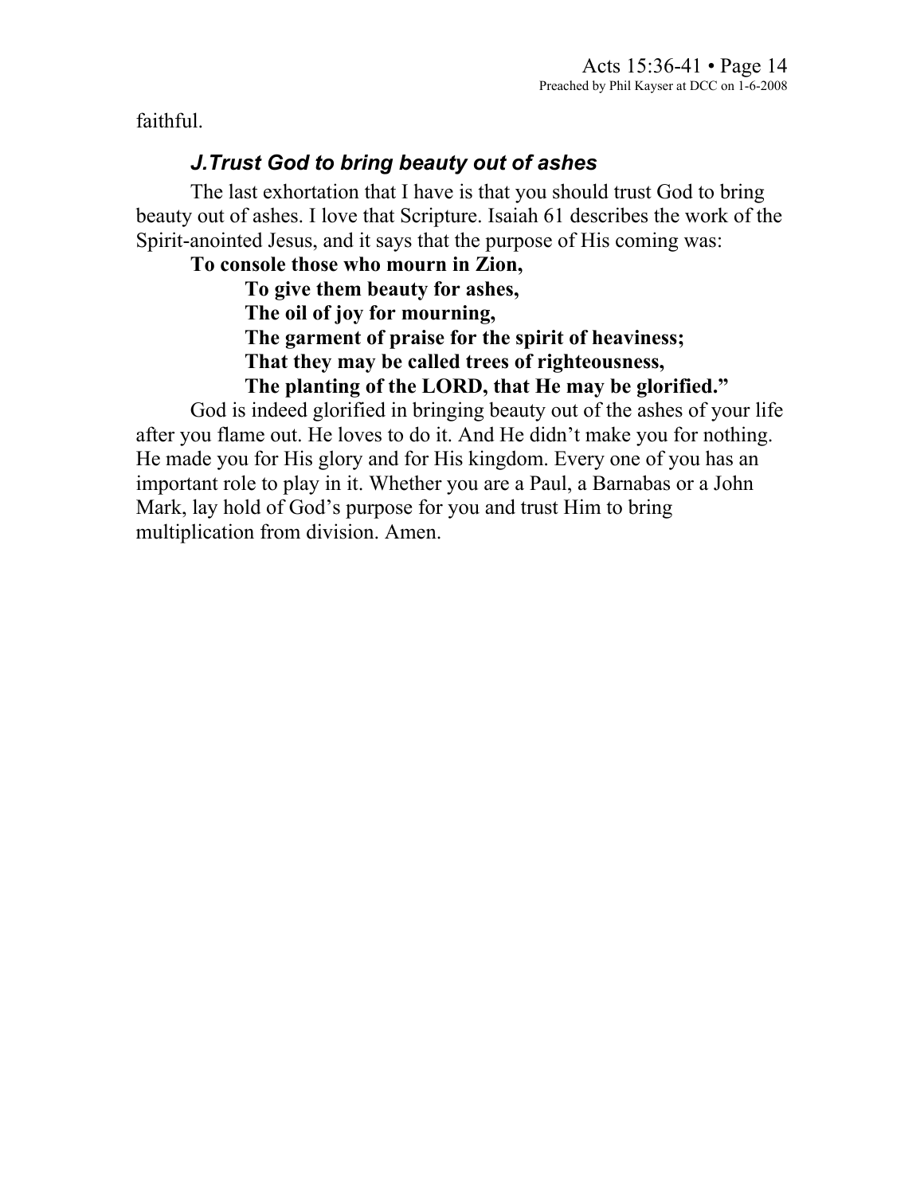faithful.

### *J.Trust God to bring beauty out of ashes*

The last exhortation that I have is that you should trust God to bring beauty out of ashes. I love that Scripture. Isaiah 61 describes the work of the Spirit-anointed Jesus, and it says that the purpose of His coming was:

**To console those who mourn in Zion,**
**To give them beauty for ashes,**
**The oil of joy for mourning,**
**The garment of praise for the spirit of heaviness;**
**That they may be called trees of righteousness,**
**The planting of the LORD, that He may be glorified."**

God is indeed glorified in bringing beauty out of the ashes of your life after you flame out. He loves to do it. And He didn't make you for nothing. He made you for His glory and for His kingdom. Every one of you has an important role to play in it. Whether you are a Paul, a Barnabas or a John Mark, lay hold of God's purpose for you and trust Him to bring multiplication from division. Amen.